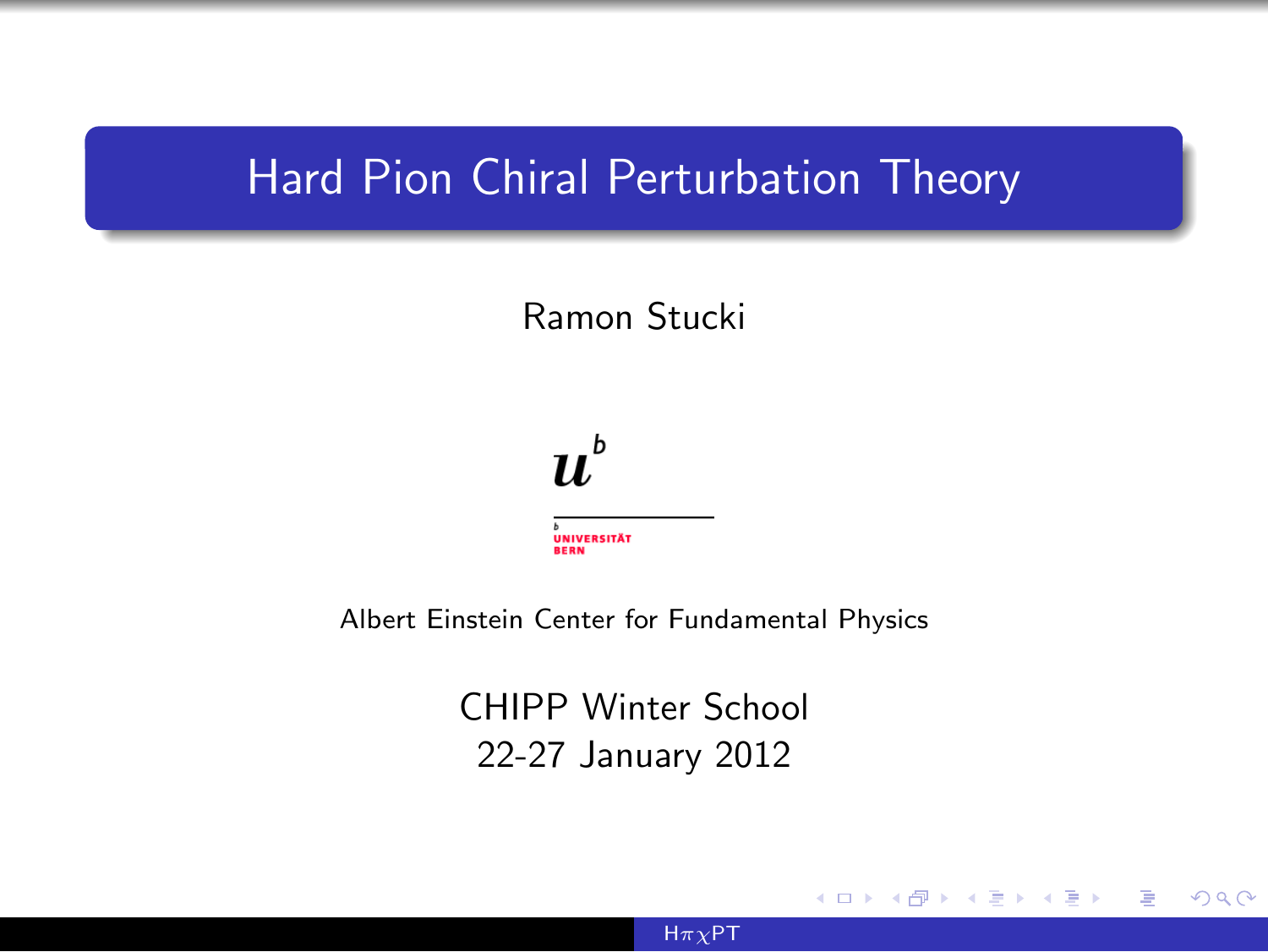# Hard Pion Chiral Perturbation Theory

Ramon Stucki

UNIVERSITÄT BERN

Albert Einstein Center for Fundamental Physics

CHIPP Winter School
22-27 January 2012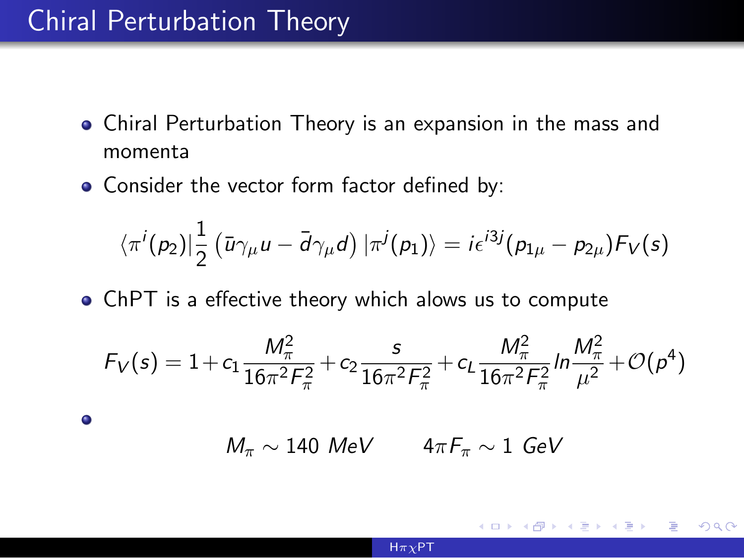# Chiral Perturbation Theory

- Chiral Perturbation Theory is an expansion in the mass and momenta
- Consider the vector form factor defined by:

$$\langle \pi^i(p_2) | \frac{1}{2} \left( \bar{u}\gamma_\mu u - \bar{d}\gamma_\mu d \right) | \pi^j(p_1) \rangle = i\epsilon^{i3j}(p_{1\mu} - p_{2\mu}) F_V(s)$$

- ChPT is a effective theory which alows us to compute

$$F_V(s) = 1 + c_1 \frac{M_\pi^2}{16\pi^2 F_\pi^2} + c_2 \frac{s}{16\pi^2 F_\pi^2} + c_L \frac{M_\pi^2}{16\pi^2 F_\pi^2} ln \frac{M_\pi^2}{\mu^2} + \mathcal{O}(p^4)$$

- $$M_\pi \sim 140 \ MeV \qquad 4\pi F_\pi \sim 1 \ GeV$$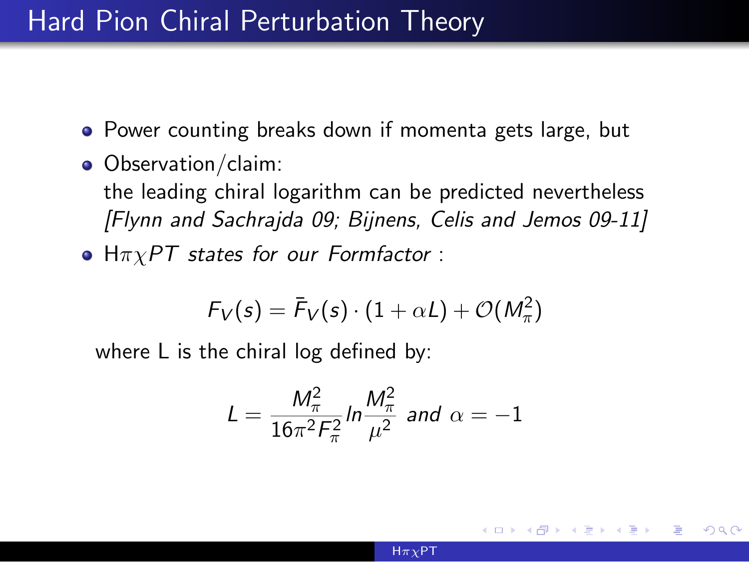# Hard Pion Chiral Perturbation Theory

- Power counting breaks down if momenta gets large, but
- Observation/claim:
  the leading chiral logarithm can be predicted nevertheless
  *[Flynn and Sachrajda 09; Bijnens, Celis and Jemos 09-11]*
- H$\pi\chi PT$ *states for our Formfactor* :

$$F_V(s) = \bar{F}_V(s) \cdot (1 + \alpha L) + \mathcal{O}(M_\pi^2)$$

where L is the chiral log defined by:

$$L = \frac{M_\pi^2}{16\pi^2 F_\pi^2} ln \frac{M_\pi^2}{\mu^2} \text{ and } \alpha = -1$$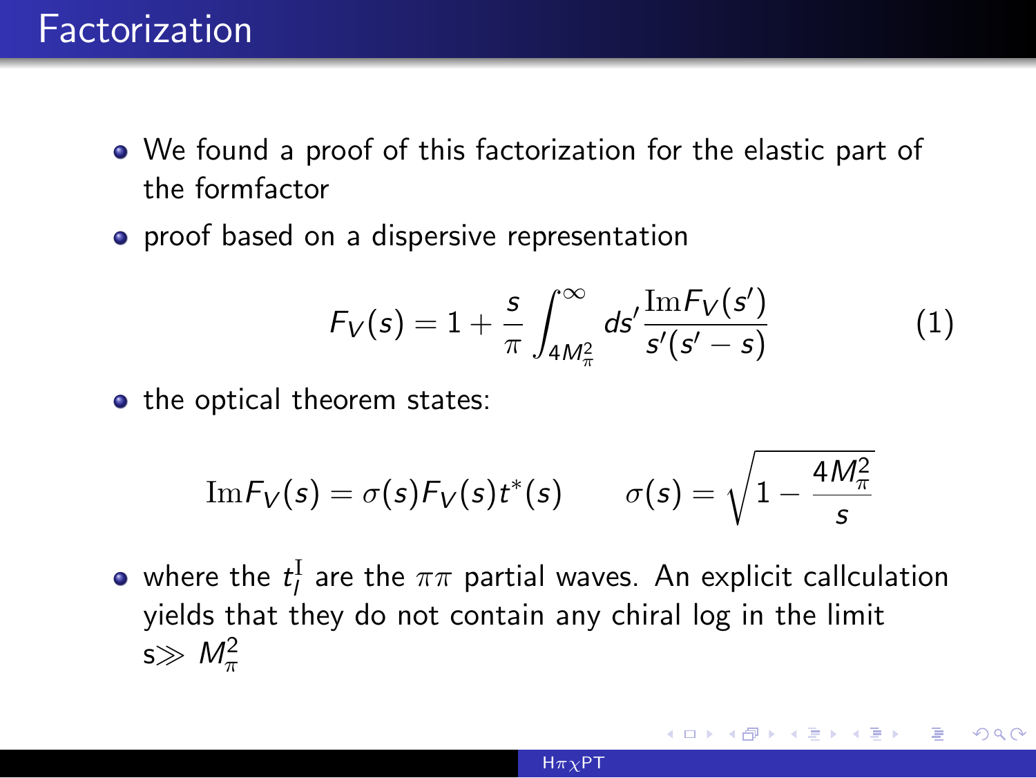# Factorization

- We found a proof of this factorization for the elastic part of the formfactor
- proof based on a dispersive representation

$$F_V(s) = 1 + \frac{s}{\pi} \int_{4M_\pi^2}^{\infty} ds' \frac{\mathrm{Im} F_V(s')}{s'(s'-s)} \tag{1}$$

- the optical theorem states:

$$\mathrm{Im} F_V(s) = \sigma(s) F_V(s) t^*(s) \qquad \sigma(s) = \sqrt{1 - \frac{4M_\pi^2}{s}}$$

- where the $t_l^I$ are the $\pi\pi$ partial waves. An explicit callculation yields that they do not contain any chiral log in the limit s$\gg$ $M_\pi^2$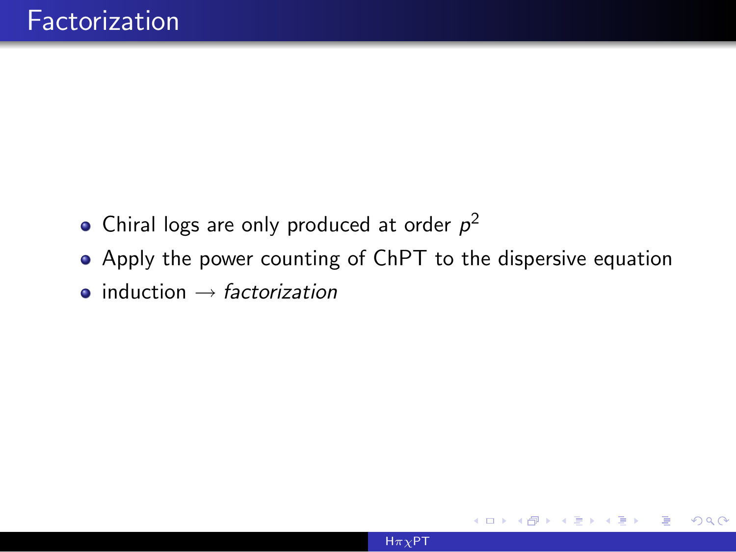# Factorization

- Chiral logs are only produced at order $p^2$
- Apply the power counting of ChPT to the dispersive equation
- induction $\rightarrow$ *factorization*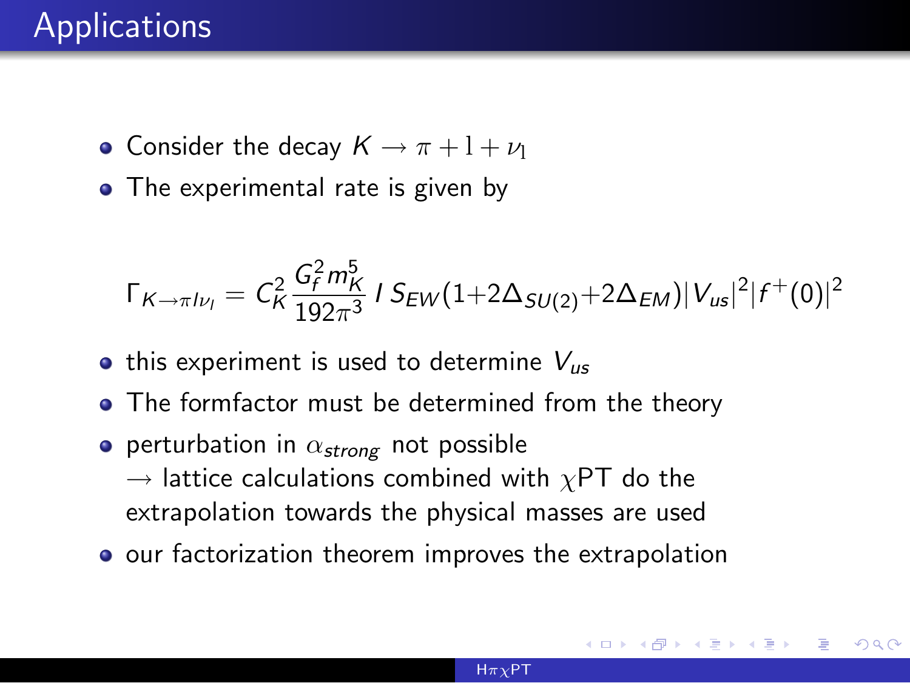# Applications

- Consider the decay $K \rightarrow \pi + \mathrm{l} + \nu_{\mathrm{l}}$
- The experimental rate is given by

$$\Gamma_{K \rightarrow \pi l \nu_l} = C_K^2 \frac{G_f^2 m_K^5}{192\pi^3} \, I \, S_{EW}(1+2\Delta_{SU(2)}+2\Delta_{EM})|V_{us}|^2|f^+(0)|^2$$

- this experiment is used to determine $V_{us}$
- The formfactor must be determined from the theory
- perturbation in $\alpha_{strong}$ not possible
  $\rightarrow$ lattice calculations combined with $\chi$PT do the extrapolation towards the physical masses are used
- our factorization theorem improves the extrapolation